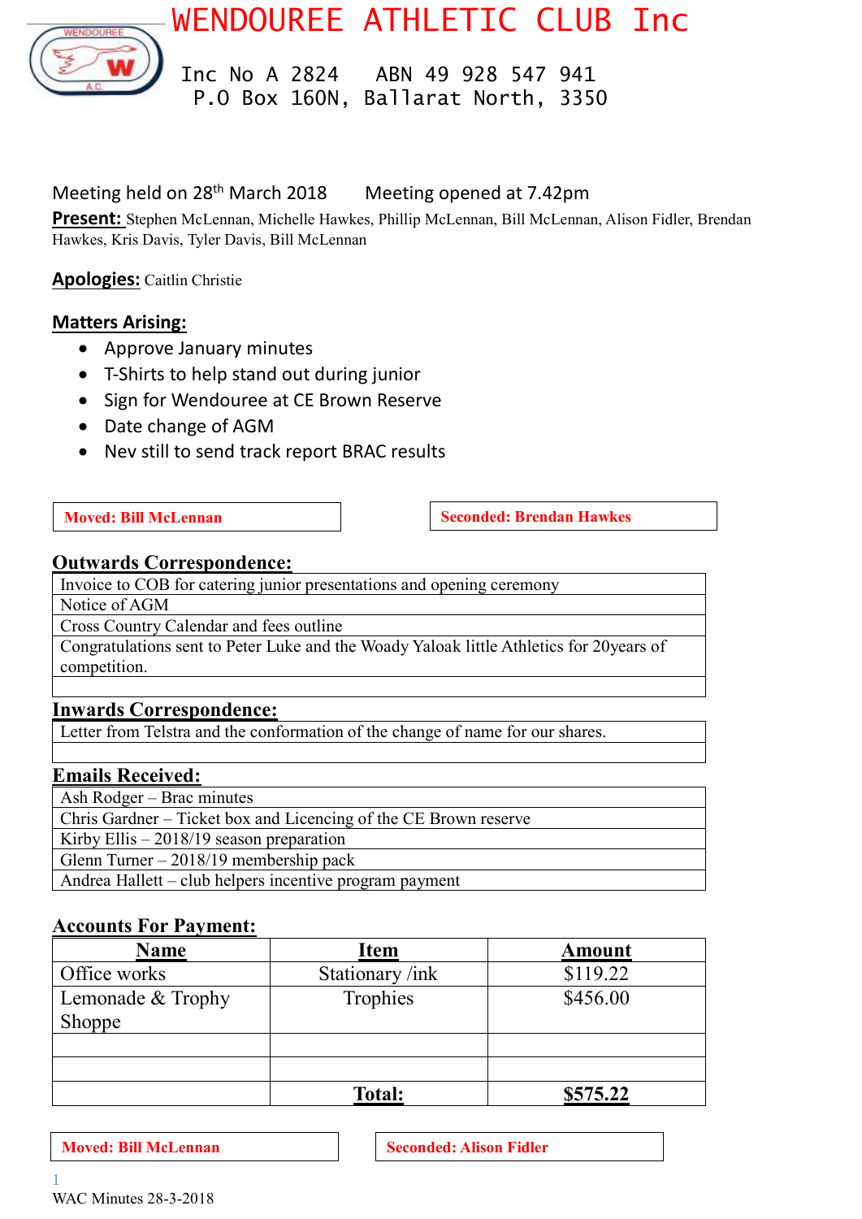# WENDOUREE ATHLETIC CLUB Inc

Inc No A 2824 ABN 49 928 547 941
P.O Box 160N, Ballarat North, 3350

Meeting held on 28th March 2018 Meeting opened at 7.42pm

**Present:** Stephen McLennan, Michelle Hawkes, Phillip McLennan, Bill McLennan, Alison Fidler, Brendan Hawkes, Kris Davis, Tyler Davis, Bill McLennan

**Apologies:** Caitlin Christie

**Matters Arising:**

- Approve January minutes
- T-Shirts to help stand out during junior
- Sign for Wendouree at CE Brown Reserve
- Date change of AGM
- Nev still to send track report BRAC results

**Moved: Bill McLennan** **Seconded: Brendan Hawkes**

**Outwards Correspondence:**

| |
|---|
| Invoice to COB for catering junior presentations and opening ceremony |
| Notice of AGM |
| Cross Country Calendar and fees outline |
| Congratulations sent to Peter Luke and the Woady Yaloak little Athletics for 20years of competition. |
| |

**Inwards Correspondence:**

| |
|---|
| Letter from Telstra and the conformation of the change of name for our shares. |
| |

**Emails Received:**

| |
|---|
| Ash Rodger – Brac minutes |
| Chris Gardner – Ticket box and Licencing of the CE Brown reserve |
| Kirby Ellis – 2018/19 season preparation |
| Glenn Turner – 2018/19 membership pack |
| Andrea Hallett – club helpers incentive program payment |

**Accounts For Payment:**

| Name | Item | Amount |
|---|---|---|
| Office works | Stationary /ink | $119.22 |
| Lemonade & Trophy Shoppe | Trophies | $456.00 |
| | | |
| | | |
| | **Total:** | **$575.22** |

**Moved: Bill McLennan** **Seconded: Alison Fidler**

WAC Minutes 28-3-2018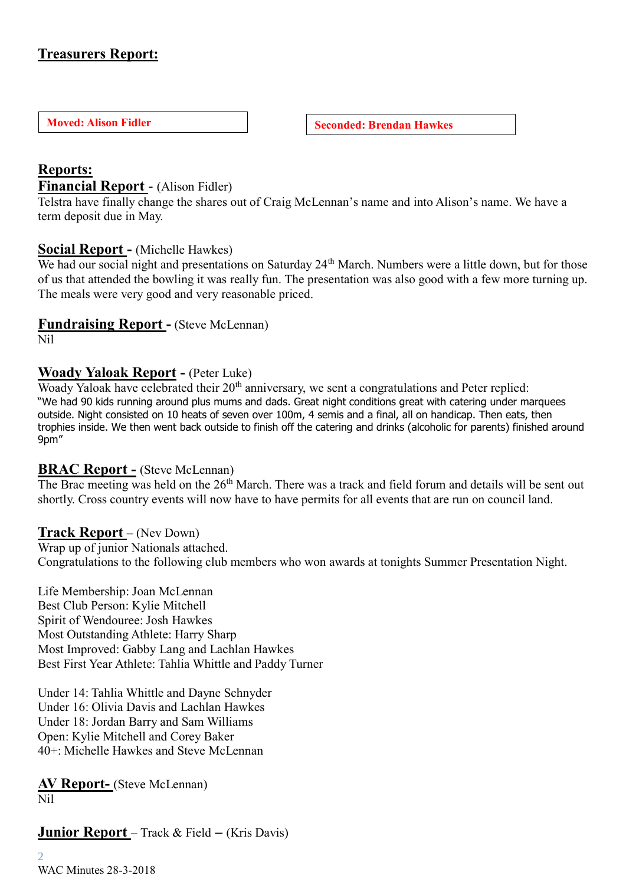## Treasurers Report:

**Moved: Alison Fidler**

**Seconded: Brendan Hawkes**

## Reports:

**Financial Report** - (Alison Fidler)
Telstra have finally change the shares out of Craig McLennan's name and into Alison's name. We have a term deposit due in May.

**Social Report -** (Michelle Hawkes)
We had our social night and presentations on Saturday 24th March. Numbers were a little down, but for those of us that attended the bowling it was really fun. The presentation was also good with a few more turning up. The meals were very good and very reasonable priced.

**Fundraising Report -** (Steve McLennan)
Nil

**Woady Yaloak Report -** (Peter Luke)
Woady Yaloak have celebrated their 20th anniversary, we sent a congratulations and Peter replied:
"We had 90 kids running around plus mums and dads. Great night conditions great with catering under marquees outside. Night consisted on 10 heats of seven over 100m, 4 semis and a final, all on handicap. Then eats, then trophies inside. We then went back outside to finish off the catering and drinks (alcoholic for parents) finished around 9pm"

**BRAC Report -** (Steve McLennan)
The Brac meeting was held on the 26th March. There was a track and field forum and details will be sent out shortly. Cross country events will now have to have permits for all events that are run on council land.

**Track Report** – (Nev Down)
Wrap up of junior Nationals attached.
Congratulations to the following club members who won awards at tonights Summer Presentation Night.

Life Membership: Joan McLennan
Best Club Person: Kylie Mitchell
Spirit of Wendouree: Josh Hawkes
Most Outstanding Athlete: Harry Sharp
Most Improved: Gabby Lang and Lachlan Hawkes
Best First Year Athlete: Tahlia Whittle and Paddy Turner

Under 14: Tahlia Whittle and Dayne Schnyder
Under 16: Olivia Davis and Lachlan Hawkes
Under 18: Jordan Barry and Sam Williams
Open: Kylie Mitchell and Corey Baker
40+: Michelle Hawkes and Steve McLennan

**AV Report-** (Steve McLennan)
Nil

**Junior Report** – Track & Field – (Kris Davis)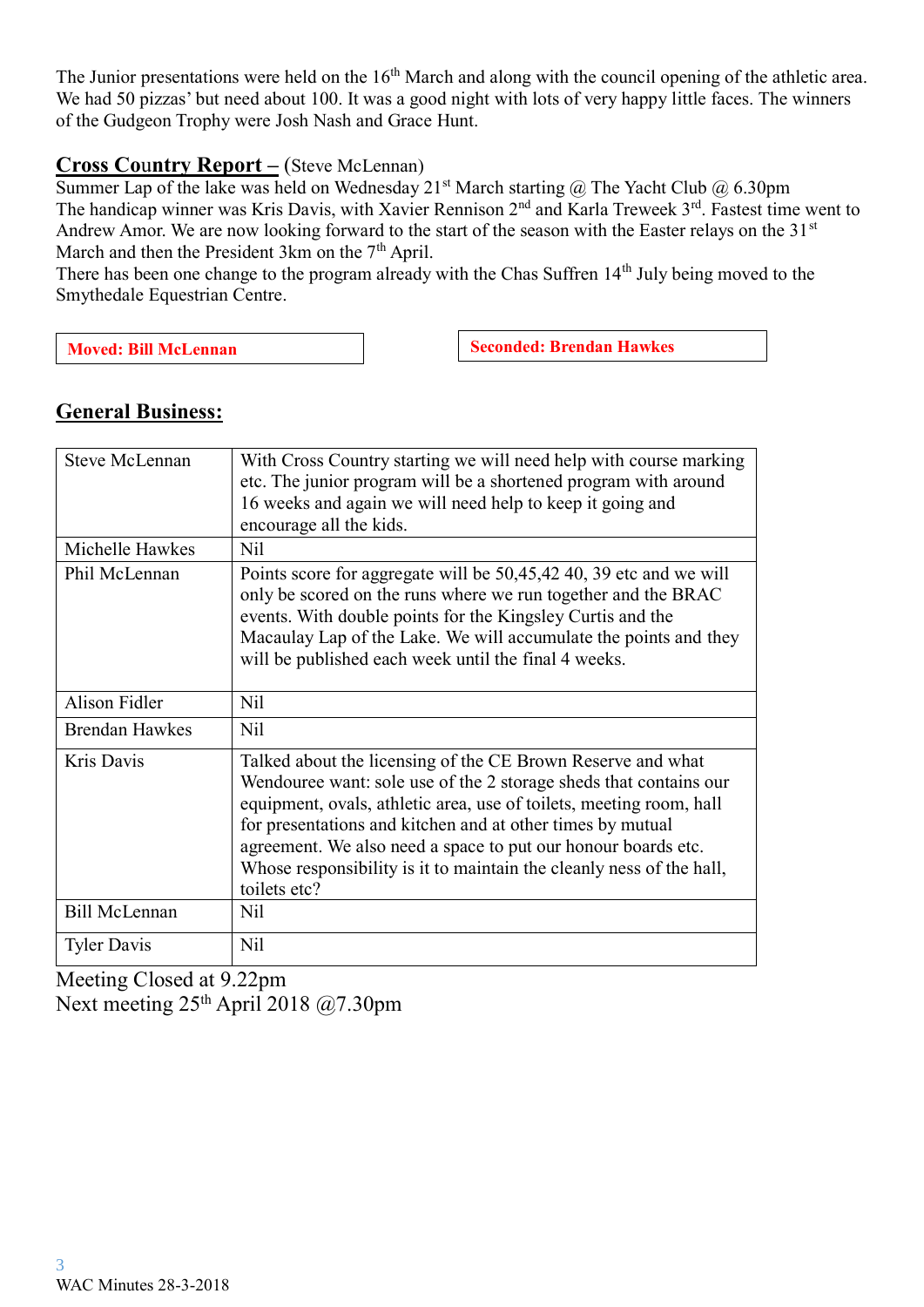The Junior presentations were held on the 16th March and along with the council opening of the athletic area. We had 50 pizzas' but need about 100. It was a good night with lots of very happy little faces. The winners of the Gudgeon Trophy were Josh Nash and Grace Hunt.

## Cross Country Report – (Steve McLennan)

Summer Lap of the lake was held on Wednesday 21st March starting @ The Yacht Club @ 6.30pm
The handicap winner was Kris Davis, with Xavier Rennison 2nd and Karla Treweek 3rd. Fastest time went to Andrew Amor. We are now looking forward to the start of the season with the Easter relays on the 31st March and then the President 3km on the 7th April.
There has been one change to the program already with the Chas Suffren 14th July being moved to the Smythedale Equestrian Centre.

**Moved: Bill McLennan**

**Seconded: Brendan Hawkes**

## General Business:

| | |
|---|---|
| Steve McLennan | With Cross Country starting we will need help with course marking etc. The junior program will be a shortened program with around 16 weeks and again we will need help to keep it going and encourage all the kids. |
| Michelle Hawkes | Nil |
| Phil McLennan | Points score for aggregate will be 50,45,42 40, 39 etc and we will only be scored on the runs where we run together and the BRAC events. With double points for the Kingsley Curtis and the Macaulay Lap of the Lake. We will accumulate the points and they will be published each week until the final 4 weeks. |
| Alison Fidler | Nil |
| Brendan Hawkes | Nil |
| Kris Davis | Talked about the licensing of the CE Brown Reserve and what Wendouree want: sole use of the 2 storage sheds that contains our equipment, ovals, athletic area, use of toilets, meeting room, hall for presentations and kitchen and at other times by mutual agreement. We also need a space to put our honour boards etc. Whose responsibility is it to maintain the cleanly ness of the hall, toilets etc? |
| Bill McLennan | Nil |
| Tyler Davis | Nil |

Meeting Closed at 9.22pm
Next meeting 25th April 2018 @7.30pm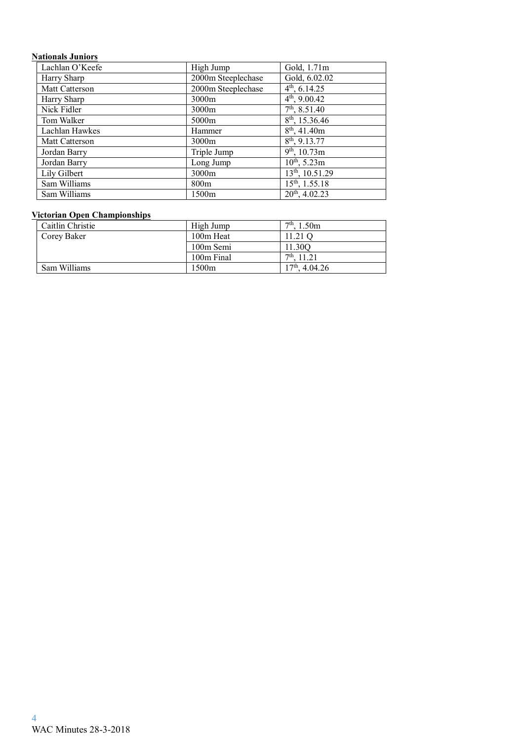**Nationals Juniors**

| | | |
|---|---|---|
| Lachlan O'Keefe | High Jump | Gold, 1.71m |
| Harry Sharp | 2000m Steeplechase | Gold, 6.02.02 |
| Matt Catterson | 2000m Steeplechase | 4th, 6.14.25 |
| Harry Sharp | 3000m | 4th, 9.00.42 |
| Nick Fidler | 3000m | 7th, 8.51.40 |
| Tom Walker | 5000m | 8th, 15.36.46 |
| Lachlan Hawkes | Hammer | 8th, 41.40m |
| Matt Catterson | 3000m | 8th, 9.13.77 |
| Jordan Barry | Triple Jump | 9th, 10.73m |
| Jordan Barry | Long Jump | 10th, 5.23m |
| Lily Gilbert | 3000m | 13th, 10.51.29 |
| Sam Williams | 800m | 15th, 1.55.18 |
| Sam Williams | 1500m | 20th, 4.02.23 |

**Victorian Open Championships**

| | | |
|---|---|---|
| Caitlin Christie | High Jump | 7th, 1.50m |
| Corey Baker | 100m Heat | 11.21 Q |
| | 100m Semi | 11.30Q |
| | 100m Final | 7th, 11.21 |
| Sam Williams | 1500m | 17th, 4.04.26 |